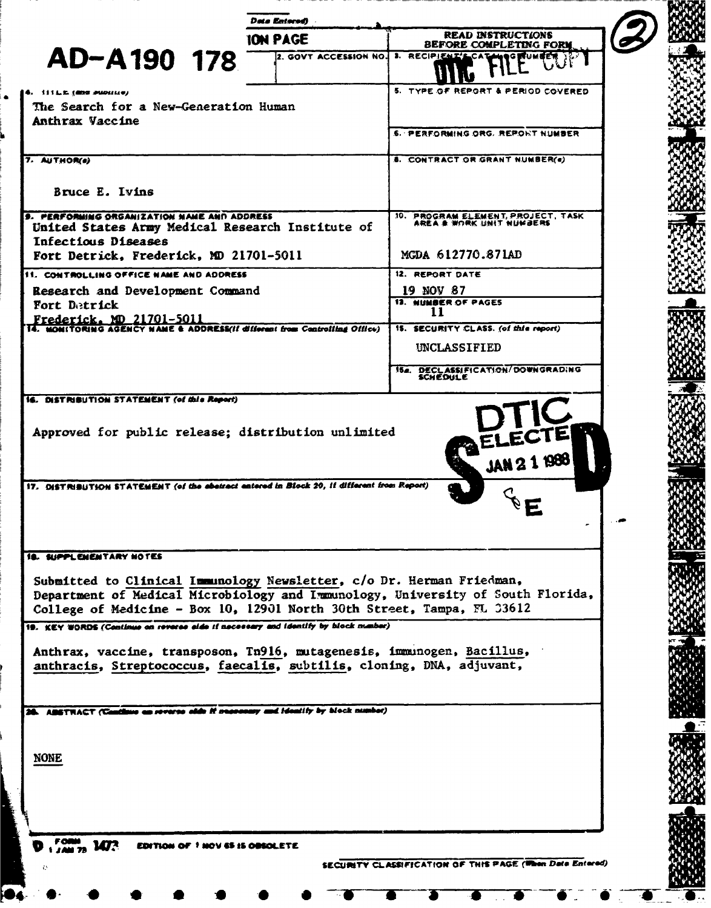AD-A190 178

REPORT DOCUMENTATION PAGE (When Data Entered)

READ INSTRUCTIONS BEFORE COMPLETING FORM

DTIC FILE COPY

(2)

| Field | Content |
|---|---|
| 2. GOVT ACCESSION NO. | |
| 3. RECIPIENT'S CATALOG NUMBER | |
| 4. TITLE (and Subtitle) | The Search for a New-Generation Human Anthrax Vaccine |
| 5. TYPE OF REPORT & PERIOD COVERED | |
| 6. PERFORMING ORG. REPORT NUMBER | |
| 7. AUTHOR(s) | Bruce E. Ivins |
| 8. CONTRACT OR GRANT NUMBER(s) | |
| 9. PERFORMING ORGANIZATION NAME AND ADDRESS | United States Army Medical Research Institute of Infectious Diseases, Fort Detrick, Frederick, MD 21701-5011 |
| 10. PROGRAM ELEMENT, PROJECT, TASK AREA & WORK UNIT NUMBERS | MCDA 612770.871AD |
| 11. CONTROLLING OFFICE NAME AND ADDRESS | Research and Development Command, Fort Detrick, Frederick, MD 21701-5011 |
| 12. REPORT DATE | 19 NOV 87 |
| 13. NUMBER OF PAGES | 11 |
| 14. MONITORING AGENCY NAME & ADDRESS (if different from Controlling Office) | |
| 15. SECURITY CLASS. (of this report) | UNCLASSIFIED |
| 15a. DECLASSIFICATION/DOWNGRADING SCHEDULE | |

**16. DISTRIBUTION STATEMENT (of this Report)**

Approved for public release; distribution unlimited

DTIC ELECTE JAN 2 1 1988 S E D

**17. DISTRIBUTION STATEMENT (of the abstract entered in Block 20, if different from Report)**

**18. SUPPLEMENTARY NOTES**

Submitted to Clinical Immunology Newsletter, c/o Dr. Herman Friedman, Department of Medical Microbiology and Immunology, University of South Florida, College of Medicine - Box 10, 12901 North 30th Street, Tampa, FL 33612

**19. KEY WORDS (Continue on reverse side if necessary and identify by block number)**

Anthrax, vaccine, transposon, Tn916, mutagenesis, immunogen, Bacillus, anthracis, Streptococcus, faecalis, subtilis, cloning, DNA, adjuvant,

**20. ABSTRACT (Continue on reverse side if necessary and identify by block number)**

NONE

DD FORM 1 JAN 73 1473 EDITION OF 1 NOV 65 IS OBSOLETE

SECURITY CLASSIFICATION OF THIS PAGE (When Data Entered)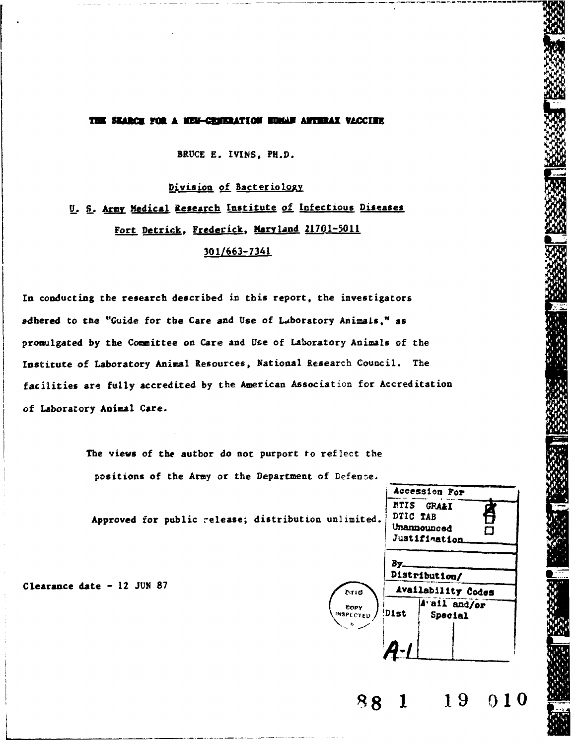# THE SEARCH FOR A NEW-GENERATION HUMAN ANTHRAX VACCINE

BRUCE E. IVINS, PH.D.

Division of Bacteriology

U. S. Army Medical Research Institute of Infectious Diseases

Fort Detrick, Frederick, Maryland 21701-5011

301/663-7341

In conducting the research described in this report, the investigators adhered to the "Guide for the Care and Use of Laboratory Animals," as promulgated by the Committee on Care and Use of Laboratory Animals of the Institute of Laboratory Animal Resources, National Research Council. The facilities are fully accredited by the American Association for Accreditation of Laboratory Animal Care.

The views of the author do not purport to reflect the positions of the Army or the Department of Defense.

Approved for public release; distribution unlimited.

Clearance date - 12 JUN 87

| Accession For | |
|---|---|
| NTIS GRA&I | ☒ |
| DTIC TAB | ☐ |
| Unannounced | ☐ |
| Justification | |
| By | |
| Distribution/ | |
| Availability Codes | |
| Dist | Avail and/or Special |
| A-1 | |

DTIC COPY INSPECTED

88 1 19 010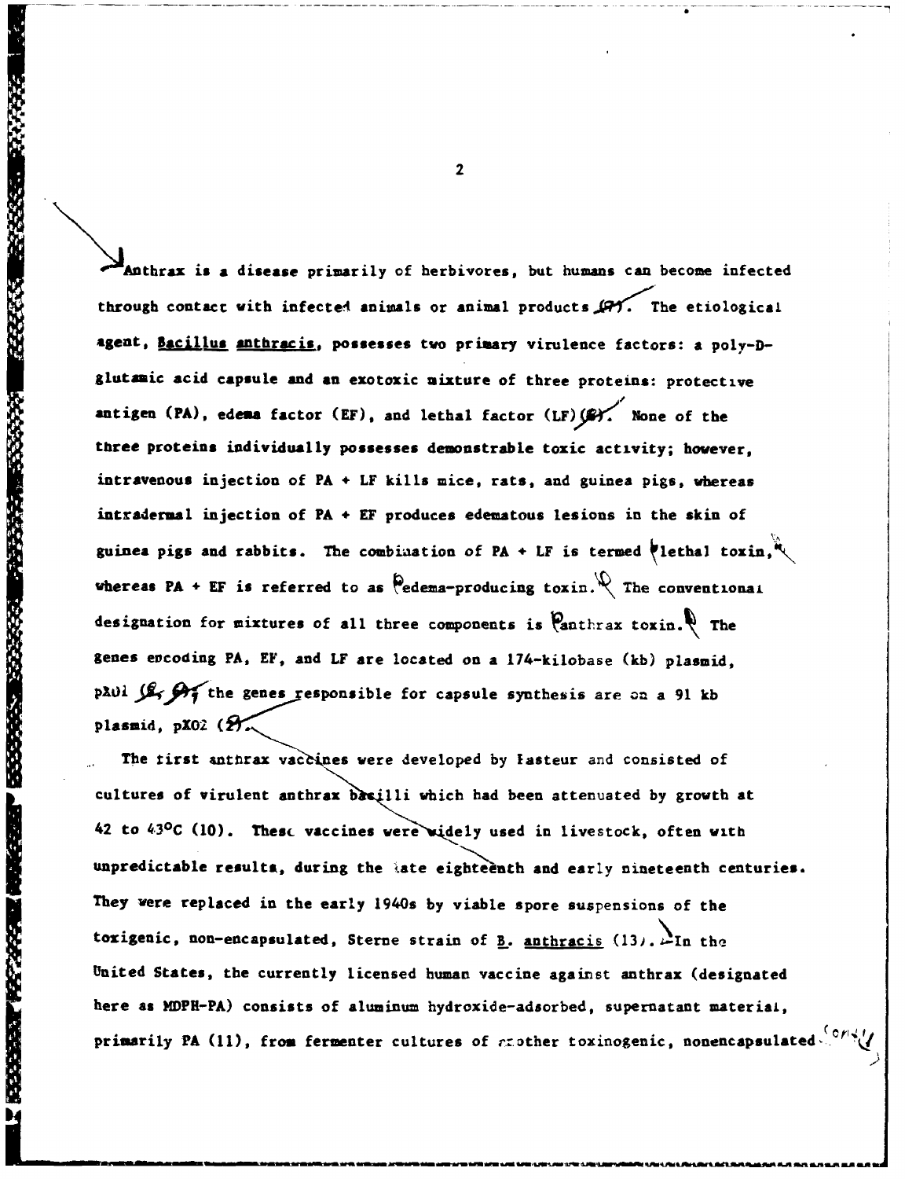Anthrax is a disease primarily of herbivores, but humans can become infected through contact with infected animals or animal products (7). The etiological agent, Bacillus anthracis, possesses two primary virulence factors: a poly-D-glutamic acid capsule and an exotoxic mixture of three proteins: protective antigen (PA), edema factor (EF), and lethal factor (LF) (6). None of the three proteins individually possesses demonstrable toxic activity; however, intravenous injection of PA + LF kills mice, rats, and guinea pigs, whereas intradermal injection of PA + EF produces edematous lesions in the skin of guinea pigs and rabbits. The combination of PA + LF is termed "lethal toxin," whereas PA + EF is referred to as "edema-producing toxin." The conventional designation for mixtures of all three components is "anthrax toxin." The genes encoding PA, EF, and LF are located on a 174-kilobase (kb) plasmid, pXO1 (8, 9); the genes responsible for capsule synthesis are on a 91 kb plasmid, pXO2 (2).

The first anthrax vaccines were developed by Pasteur and consisted of cultures of virulent anthrax bacilli which had been attenuated by growth at 42 to 43°C (10). These vaccines were widely used in livestock, often with unpredictable results, during the late eighteenth and early nineteenth centuries. They were replaced in the early 1940s by viable spore suspensions of the toxigenic, non-encapsulated, Sterne strain of B. anthracis (13). In the United States, the currently licensed human vaccine against anthrax (designated here as MDPH-PA) consists of aluminum hydroxide-adsorbed, supernatant material, primarily PA (11), from fermenter cultures of another toxinogenic, nonencapsulated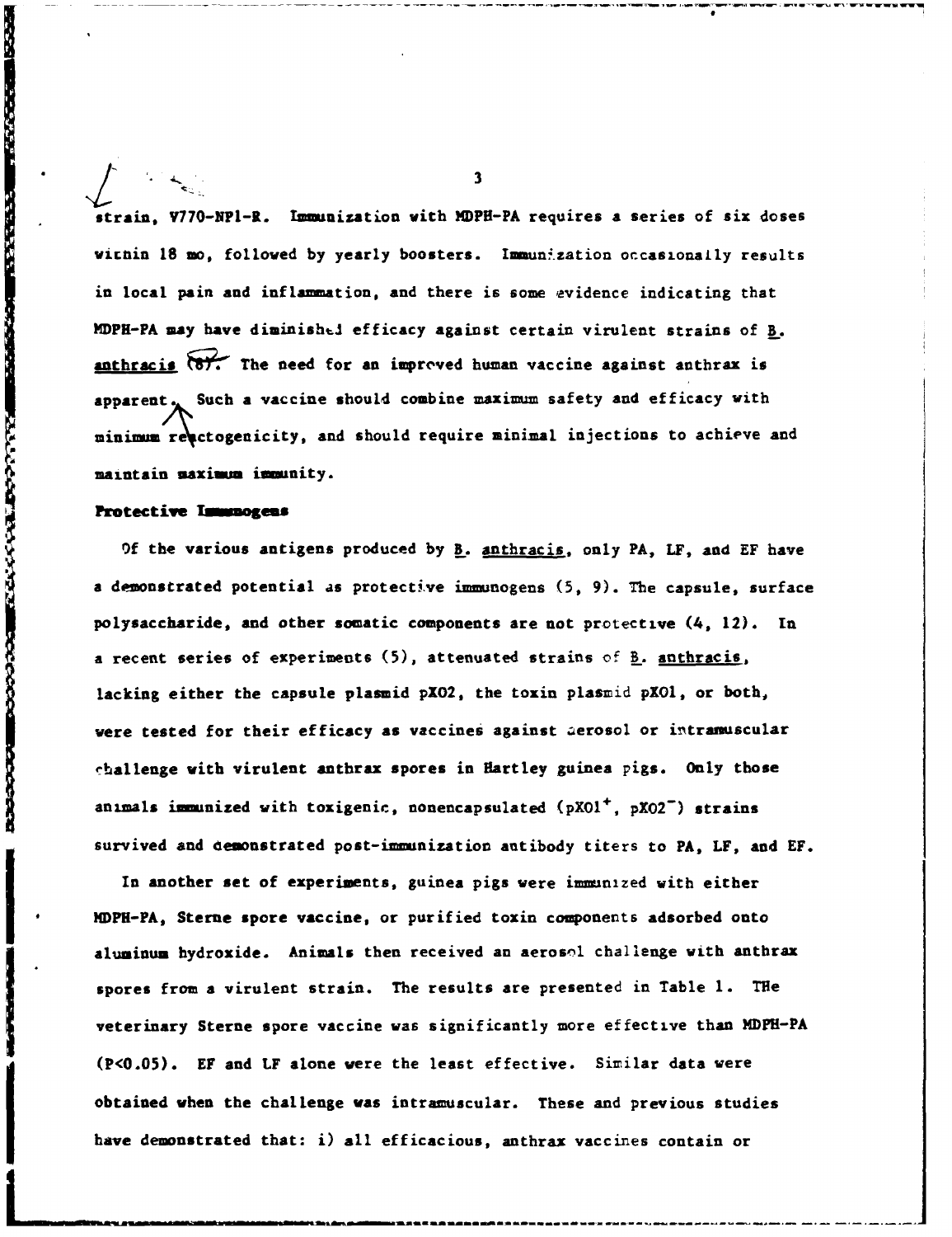strain, V770-NP1-R. Immunization with MDPH-PA requires a series of six doses within 18 mo, followed by yearly boosters. Immunization occasionally results in local pain and inflammation, and there is some evidence indicating that MDPH-PA may have diminished efficacy against certain virulent strains of B. anthracis (8). The need for an improved human vaccine against anthrax is apparent. Such a vaccine should combine maximum safety and efficacy with minimum reactogenicity, and should require minimal injections to achieve and maintain maximum immunity.

### Protective Immunogens

Of the various antigens produced by B. anthracis, only PA, LF, and EF have a demonstrated potential as protective immunogens (5, 9). The capsule, surface polysaccharide, and other somatic components are not protective (4, 12). In a recent series of experiments (5), attenuated strains of B. anthracis, lacking either the capsule plasmid pXO2, the toxin plasmid pXO1, or both, were tested for their efficacy as vaccines against aerosol or intramuscular challenge with virulent anthrax spores in Hartley guinea pigs. Only those animals immunized with toxigenic, nonencapsulated ($pXO1^{+}$, $pXO2^{-}$) strains survived and demonstrated post-immunization antibody titers to PA, LF, and EF.

In another set of experiments, guinea pigs were immunized with either MDPH-PA, Sterne spore vaccine, or purified toxin components adsorbed onto aluminum hydroxide. Animals then received an aerosol challenge with anthrax spores from a virulent strain. The results are presented in Table 1. THe veterinary Sterne spore vaccine was significantly more effective than MDPH-PA ($P<0.05$). EF and LF alone were the least effective. Similar data were obtained when the challenge was intramuscular. These and previous studies have demonstrated that: i) all efficacious, anthrax vaccines contain or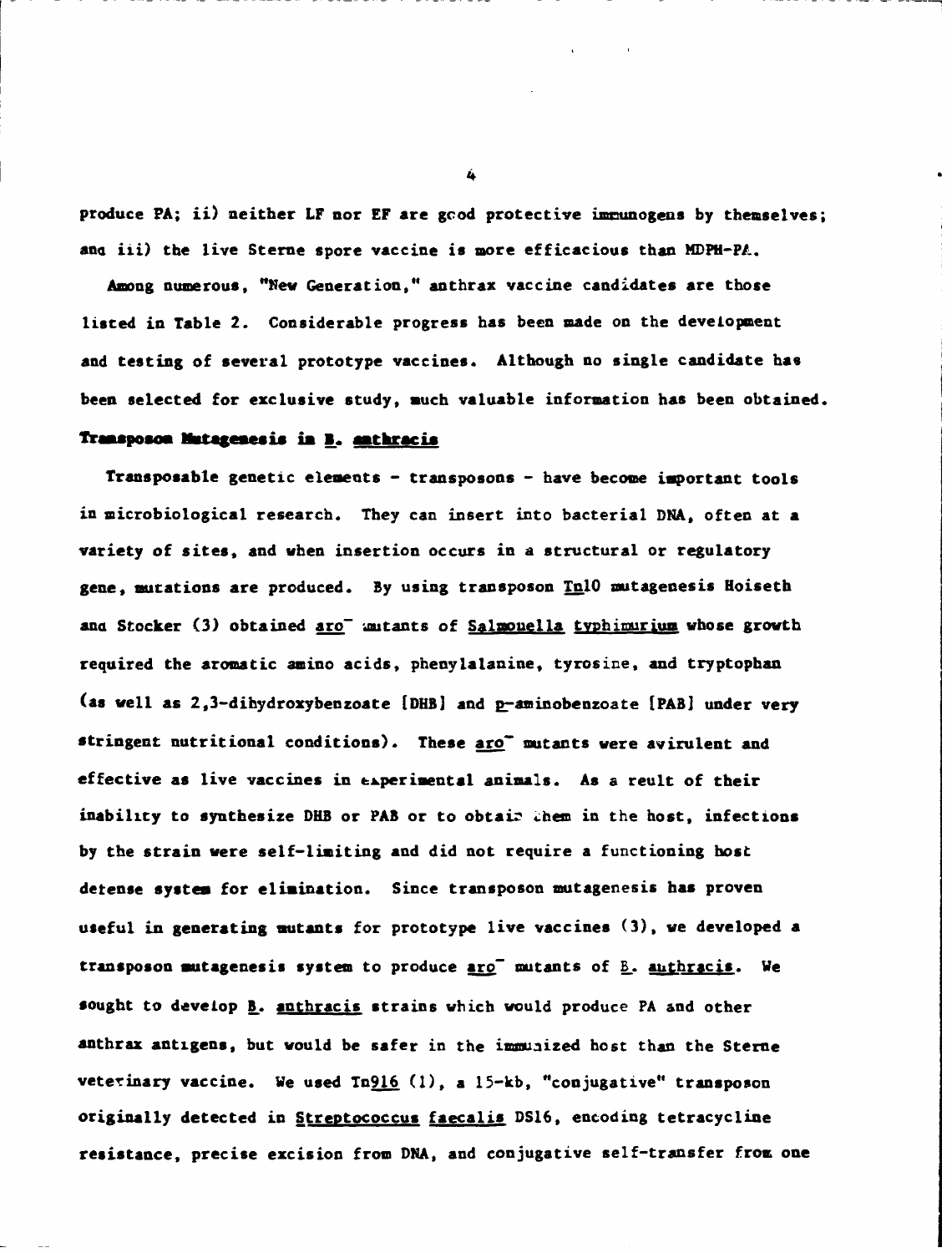produce PA; ii) neither LF nor EF are good protective immunogens by themselves; and iii) the live Sterne spore vaccine is more efficacious than MDPH-PA.

Among numerous, "New Generation," anthrax vaccine candidates are those listed in Table 2. Considerable progress has been made on the development and testing of several prototype vaccines. Although no single candidate has been selected for exclusive study, much valuable information has been obtained.

## Transposon Mutagenesis in *B. anthracis*

Transposable genetic elements - transposons - have become important tools in microbiological research. They can insert into bacterial DNA, often at a variety of sites, and when insertion occurs in a structural or regulatory gene, mutations are produced. By using transposon Tn10 mutagenesis Hoiseth and Stocker (3) obtained $aro^-$ mutants of *Salmonella typhimurium* whose growth required the aromatic amino acids, phenylalanine, tyrosine, and tryptophan (as well as 2,3-dihydroxybenzoate [DHB] and p-aminobenzoate [PAB] under very stringent nutritional conditions). These $aro^-$ mutants were avirulent and effective as live vaccines in experimental animals. As a reult of their inability to synthesize DHB or PAB or to obtain them in the host, infections by the strain were self-limiting and did not require a functioning host defense system for elimination. Since transposon mutagenesis has proven useful in generating mutants for prototype live vaccines (3), we developed a transposon mutagenesis system to produce $aro^-$ mutants of *B. anthracis*. We sought to develop *B. anthracis* strains which would produce PA and other anthrax antigens, but would be safer in the immunized host than the Sterne veterinary vaccine. We used Tn916 (1), a 15-kb, "conjugative" transposon originally detected in *Streptococcus faecalis* DS16, encoding tetracycline resistance, precise excision from DNA, and conjugative self-transfer from one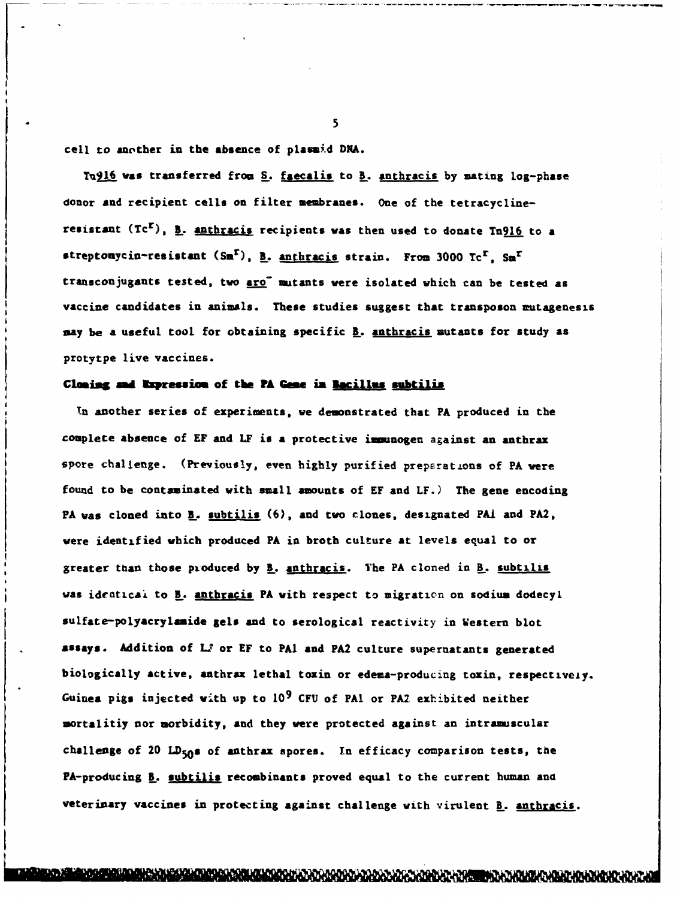cell to another in the absence of plasmid DNA.

Tn916 was transferred from S. faecalis to B. anthracis by mating log-phase donor and recipient cells on filter membranes. One of the tetracycline-resistant ($Tc^r$), B. anthracis recipients was then used to donate Tn916 to a streptomycin-resistant ($Sm^r$), B. anthracis strain. From 3000 $Tc^r$, $Sm^r$ transconjugants tested, two aro$^-$ mutants were isolated which can be tested as vaccine candidates in animals. These studies suggest that transposon mutagenesis may be a useful tool for obtaining specific B. anthracis mutants for study as protytpe live vaccines.

## Cloning and Expression of the PA Gene in Bacillus subtilis

In another series of experiments, we demonstrated that PA produced in the complete absence of EF and LF is a protective immunogen against an anthrax spore challenge. (Previously, even highly purified preparations of PA were found to be contaminated with small amounts of EF and LF.) The gene encoding PA was cloned into B. subtilis (6), and two clones, designated PA1 and PA2, were identified which produced PA in broth culture at levels equal to or greater than those produced by B. anthracis. The PA cloned in B. subtilis was identical to B. anthracis PA with respect to migration on sodium dodecyl sulfate-polyacrylamide gels and to serological reactivity in Western blot assays. Addition of LF or EF to PA1 and PA2 culture supernatants generated biologically active, anthrax lethal toxin or edema-producing toxin, respectively. Guinea pigs injected with up to $10^9$ CFU of PA1 or PA2 exhibited neither mortalitiy nor morbidity, and they were protected against an intramuscular challenge of 20 $LD_{50}$s of anthrax spores. In efficacy comparison tests, the PA-producing B. subtilis recombinants proved equal to the current human and veterinary vaccines in protecting against challenge with virulent B. anthracis.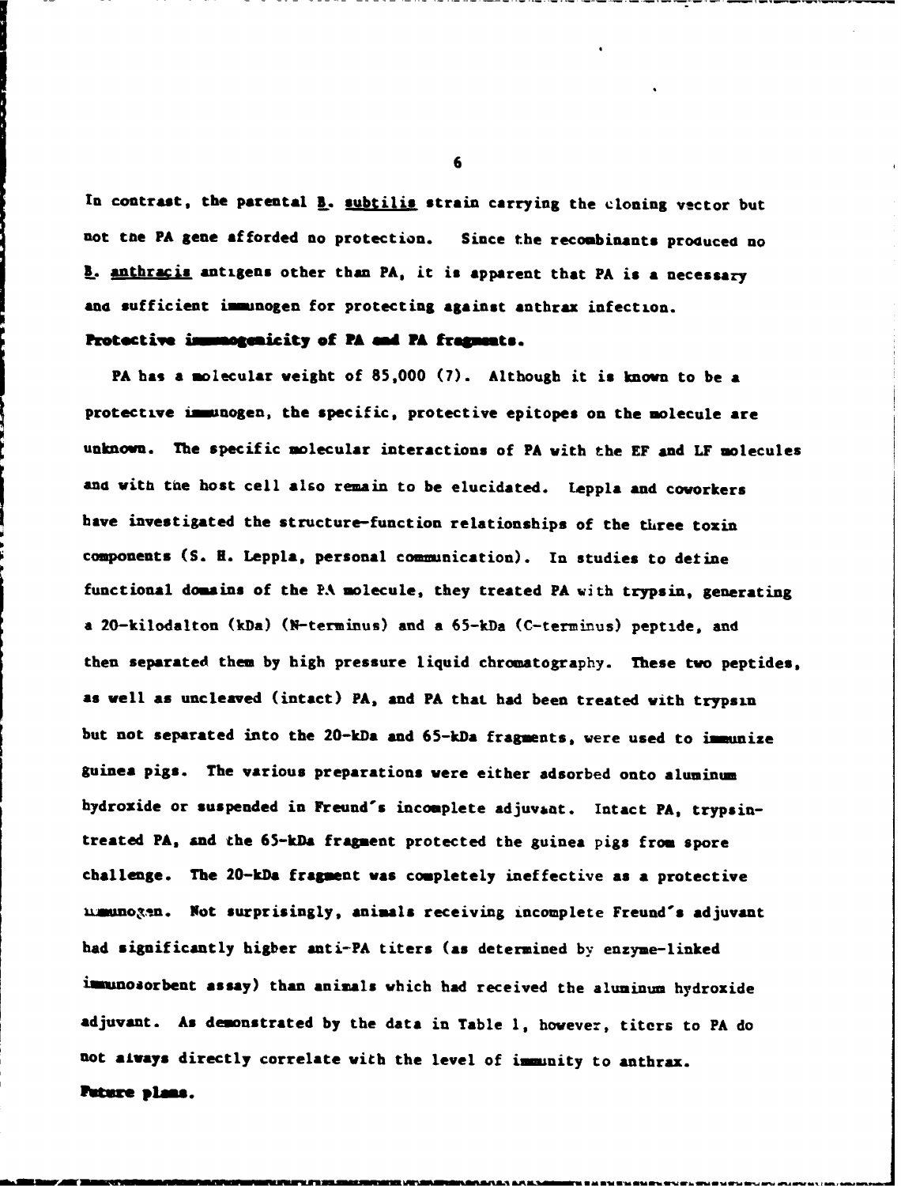In contrast, the parental _B. subtilis_ strain carrying the cloning vector but not the PA gene afforded no protection. Since the recombinants produced no _B. anthracis_ antigens other than PA, it is apparent that PA is a necessary and sufficient immunogen for protecting against anthrax infection.

**Protective immunogenicity of PA and PA fragments.**

PA has a molecular weight of 85,000 (7). Although it is known to be a protective immunogen, the specific, protective epitopes on the molecule are unknown. The specific molecular interactions of PA with the EF and LF molecules and with the host cell also remain to be elucidated. Leppla and coworkers have investigated the structure-function relationships of the three toxin components (S. H. Leppla, personal communication). In studies to define functional domains of the PA molecule, they treated PA with trypsin, generating a 20-kilodalton (kDa) (N-terminus) and a 65-kDa (C-terminus) peptide, and then separated them by high pressure liquid chromatography. These two peptides, as well as uncleaved (intact) PA, and PA that had been treated with trypsin but not separated into the 20-kDa and 65-kDa fragments, were used to immunize guinea pigs. The various preparations were either adsorbed onto aluminum hydroxide or suspended in Freund's incomplete adjuvant. Intact PA, trypsin-treated PA, and the 65-kDa fragment protected the guinea pigs from spore challenge. The 20-kDa fragment was completely ineffective as a protective immunogen. Not surprisingly, animals receiving incomplete Freund's adjuvant had significantly higher anti-PA titers (as determined by enzyme-linked immunosorbent assay) than animals which had received the aluminum hydroxide adjuvant. As demonstrated by the data in Table 1, however, titers to PA do not always directly correlate with the level of immunity to anthrax.

**Future plans.**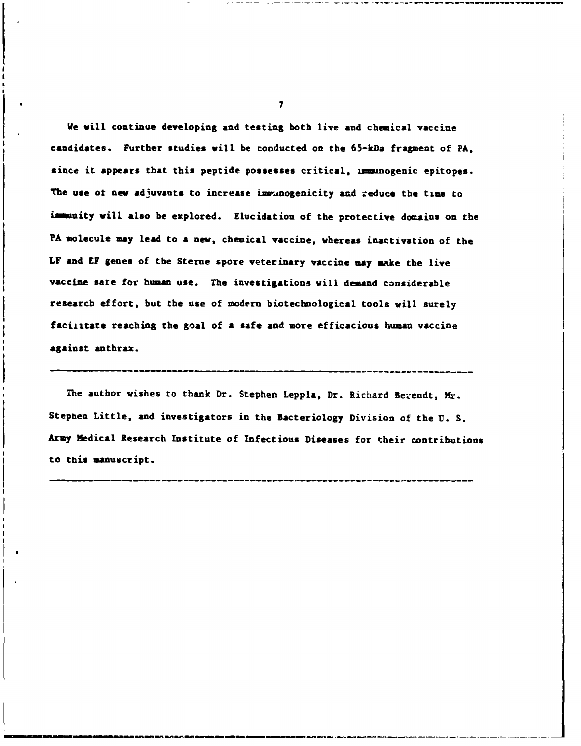We will continue developing and testing both live and chemical vaccine candidates. Further studies will be conducted on the 65-kDa fragment of PA, since it appears that this peptide possesses critical, immunogenic epitopes. The use of new adjuvants to increase immunogenicity and reduce the time to immunity will also be explored. Elucidation of the protective domains on the PA molecule may lead to a new, chemical vaccine, whereas inactivation of the LF and EF genes of the Sterne spore veterinary vaccine may make the live vaccine safe for human use. The investigations will demand considerable research effort, but the use of modern biotechnological tools will surely facilitate reaching the goal of a safe and more efficacious human vaccine against anthrax.

---

The author wishes to thank Dr. Stephen Leppla, Dr. Richard Berendt, Mr. Stephen Little, and investigators in the Bacteriology Division of the U. S. Army Medical Research Institute of Infectious Diseases for their contributions to this manuscript.

---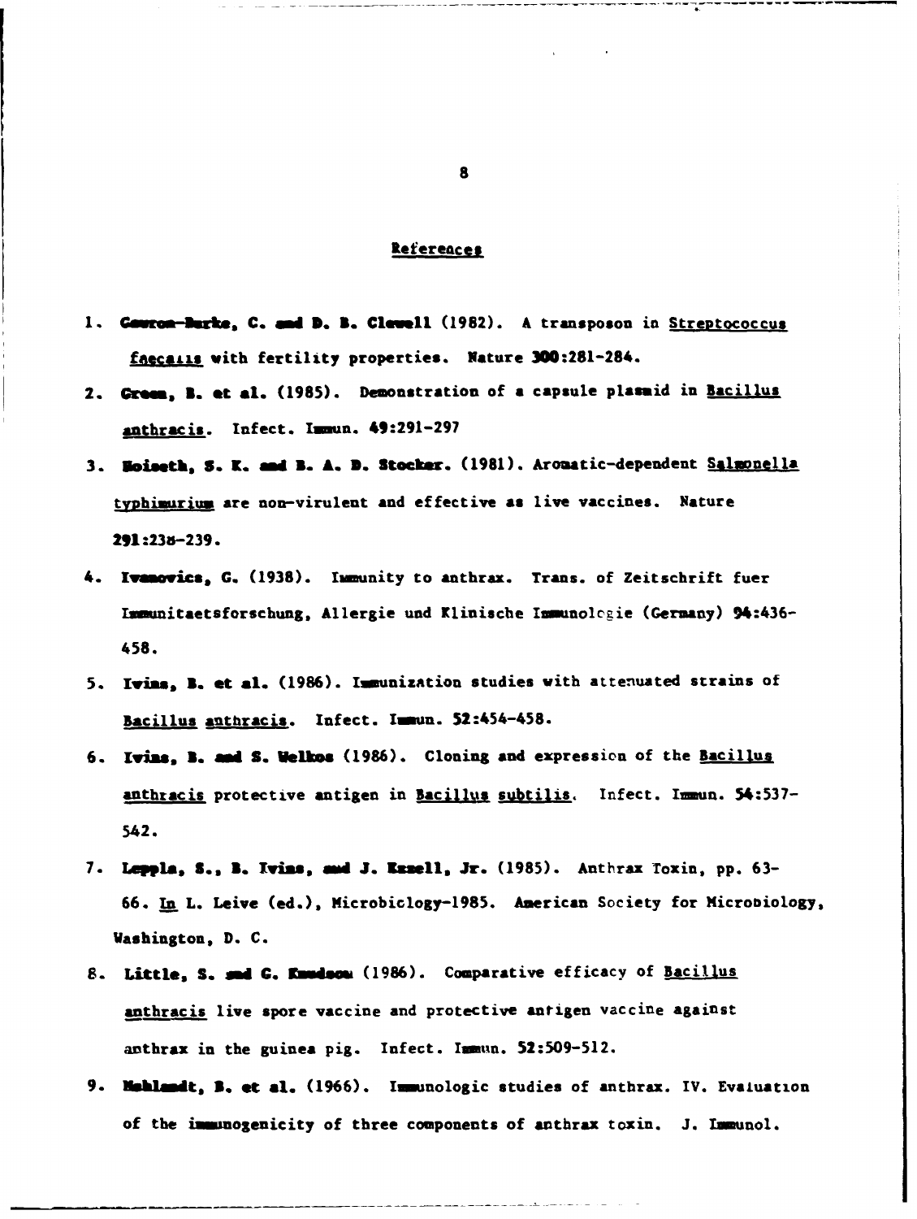## References

1. **Gawron-Burke, C. and D. B. Clewell** (1982). A transposon in Streptococcus faecalis with fertility properties. Nature 300:281-284.

2. **Green, B. et al.** (1985). Demonstration of a capsule plasmid in Bacillus anthracis. Infect. Immun. 49:291-297

3. **Hoiseth, S. K. and B. A. D. Stocker.** (1981). Aromatic-dependent Salmonella typhimurium are non-virulent and effective as live vaccines. Nature 291:238-239.

4. **Ivanovics, G.** (1938). Immunity to anthrax. Trans. of Zeitschrift fuer Immunitaetsforschung, Allergie und Klinische Immunologie (Germany) 94:436-458.

5. **Ivins, B. et al.** (1986). Immunization studies with attenuated strains of Bacillus anthracis. Infect. Immun. 52:454-458.

6. **Ivins, B. and S. Welkos** (1986). Cloning and expression of the Bacillus anthracis protective antigen in Bacillus subtilis. Infect. Immun. 54:537-542.

7. **Leppla, S., B. Ivins, and J. Ezzell, Jr.** (1985). Anthrax Toxin, pp. 63-66. In L. Leive (ed.), Microbiology-1985. American Society for Microbiology, Washington, D. C.

8. **Little, S. and G. Knudson** (1986). Comparative efficacy of Bacillus anthracis live spore vaccine and protective antigen vaccine against anthrax in the guinea pig. Infect. Immun. 52:509-512.

9. **Mahlandt, B. et al.** (1966). Immunologic studies of anthrax. IV. Evaluation of the immunogenicity of three components of anthrax toxin. J. Immunol.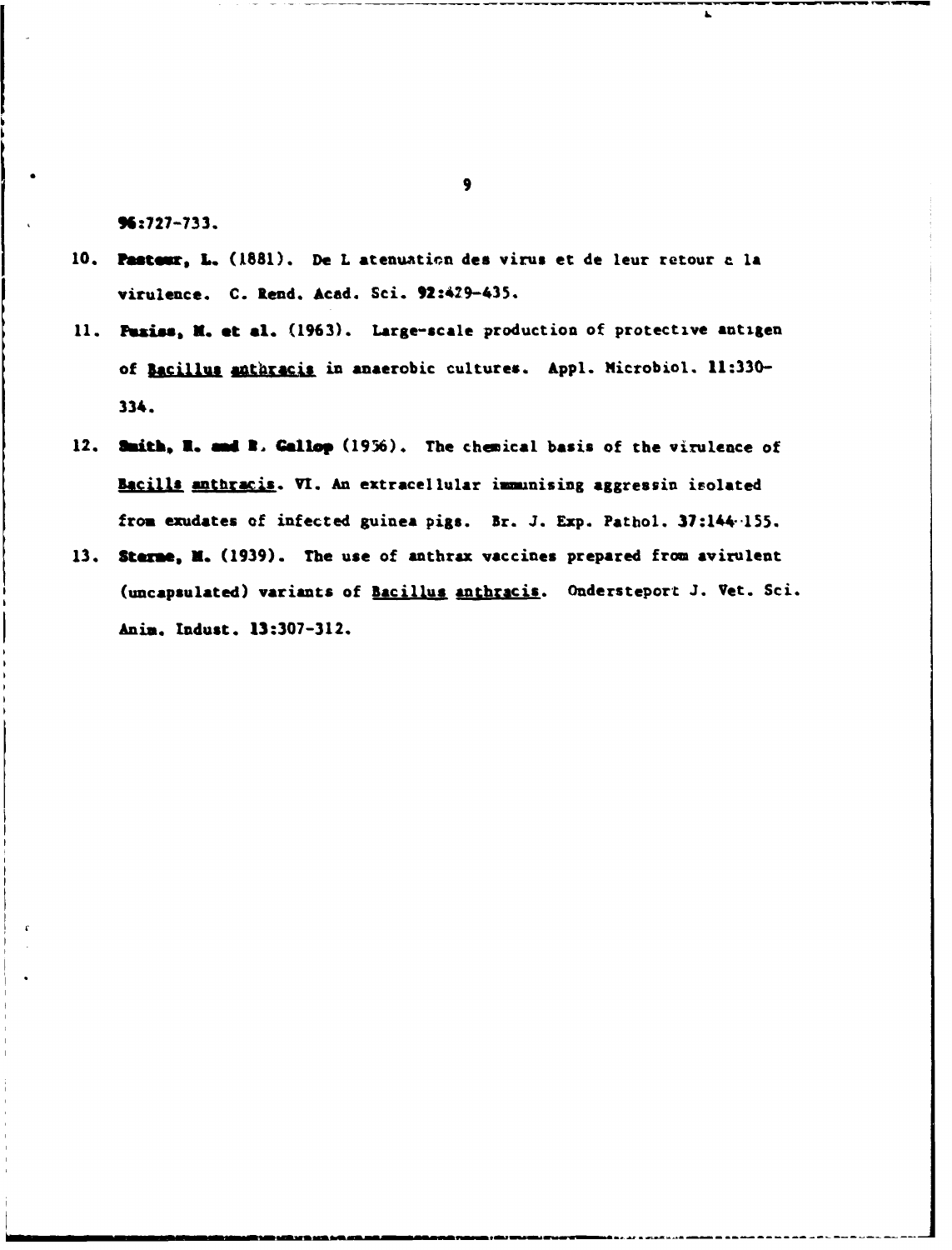96:727-733.

10. **Pasteur, L.** (1881). De L atenuation des virus et de leur retour a la virulence. C. Rend. Acad. Sci. **92**:429-435.

11. **Puziss, M. et al.** (1963). Large-scale production of protective antigen of Bacillus anthracis in anaerobic cultures. Appl. Microbiol. **11**:330-334.

12. **Smith, H. and R. Gallop** (1956). The chemical basis of the virulence of Bacills anthracis. VI. An extracellular immunising aggressin isolated from exudates of infected guinea pigs. Br. J. Exp. Pathol. **37**:144-155.

13. **Sterne, M.** (1939). The use of anthrax vaccines prepared from avirulent (uncapsulated) variants of Bacillus anthracis. Ondersteport J. Vet. Sci. Anim. Indust. **13**:307-312.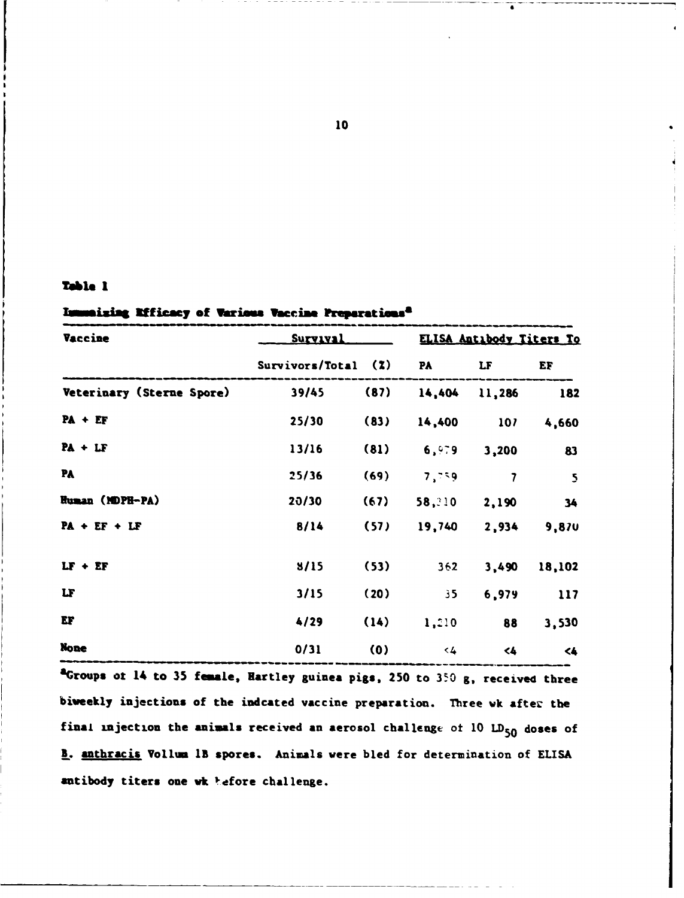**Table 1**

**Immunizing Efficacy of Various Vaccine Preparations[a]**

| Vaccine | Survival | | ELISA Antibody Titers To | | |
|---|---|---|---|---|---|
| | Survivors/Total | (%) | PA | LF | EF |
| Veterinary (Sterne Spore) | 39/45 | (87) | 14,404 | 11,286 | 182 |
| PA + EF | 25/30 | (83) | 14,400 | 107 | 4,660 |
| PA + LF | 13/16 | (81) | 6,979 | 3,200 | 83 |
| PA | 25/36 | (69) | 7,759 | 7 | 5 |
| Human (MDPH-PA) | 20/30 | (67) | 58,210 | 2,190 | 34 |
| PA + EF + LF | 8/14 | (57) | 19,740 | 2,934 | 9,870 |
| LF + EF | 8/15 | (53) | 362 | 3,490 | 18,102 |
| LF | 3/15 | (20) | 35 | 6,979 | 117 |
| EF | 4/29 | (14) | 1,210 | 88 | 3,530 |
| None | 0/31 | (0) | <4 | <4 | <4 |

[a]Groups of 14 to 35 female, Hartley guinea pigs, 250 to 350 g, received three biweekly injections of the indcated vaccine preparation. Three wk after the final injection the animals received an aerosol challenge of 10 $LD_{50}$ doses of *B. anthracis* Vollum 1B spores. Animals were bled for determination of ELISA antibody titers one wk before challenge.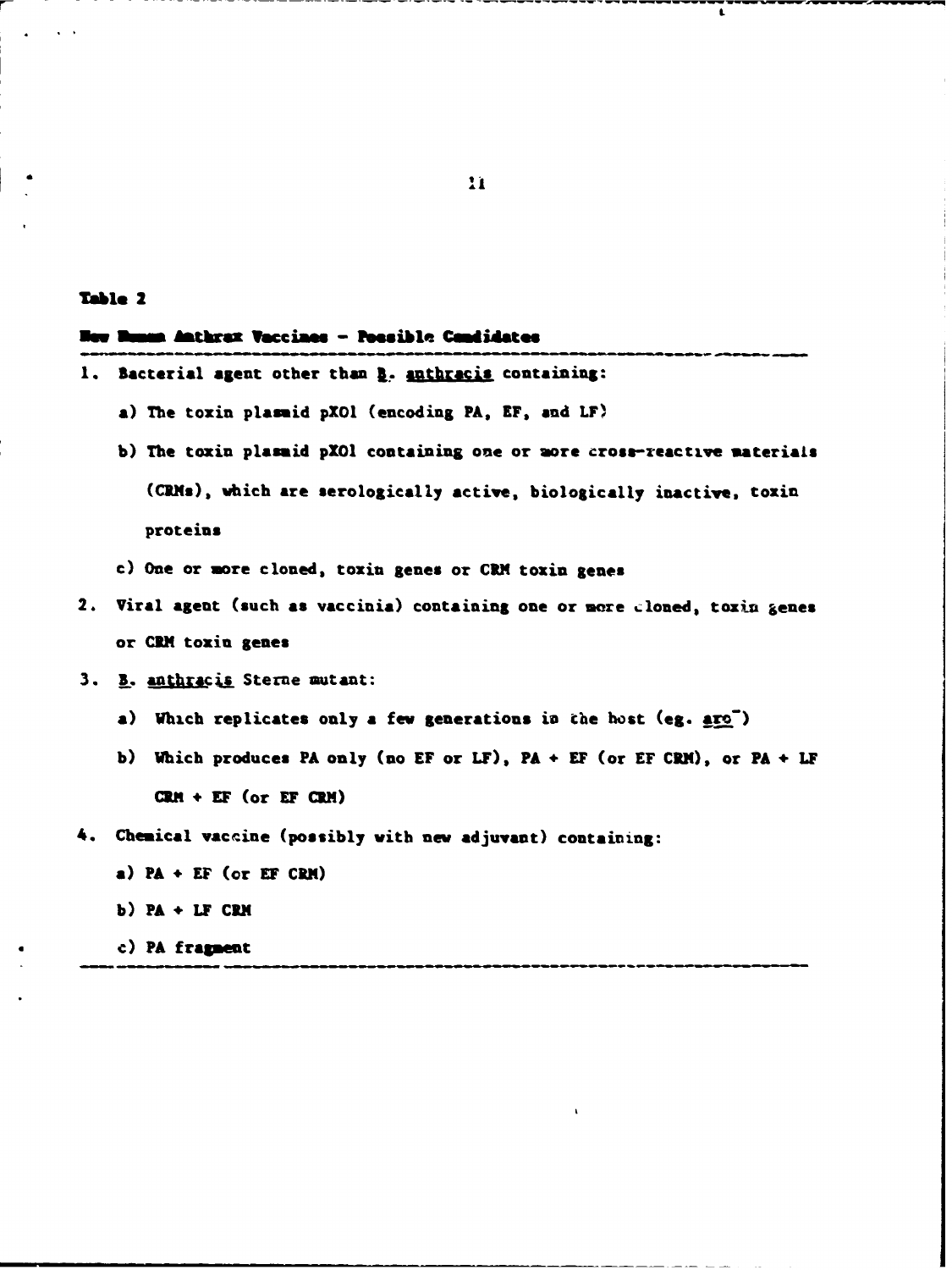**Table 2**

**New Human Anthrax Vaccines - Possible Candidates**

1. Bacterial agent other than *B. anthracis* containing:

    a) The toxin plasmid pXO1 (encoding PA, EF, and LF)

    b) The toxin plasmid pXO1 containing one or more cross-reactive materials (CRMs), which are serologically active, biologically inactive, toxin proteins

    c) One or more cloned, toxin genes or CRM toxin genes

2. Viral agent (such as vaccinia) containing one or more cloned, toxin genes or CRM toxin genes

3. *B. anthracis* Sterne mutant:

    a) Which replicates only a few generations in the host (eg. *aro*$^-$)

    b) Which produces PA only (no EF or LF), PA + EF (or EF CRM), or PA + LF CRM + EF (or EF CRM)

4. Chemical vaccine (possibly with new adjuvant) containing:

    a) PA + EF (or EF CRM)

    b) PA + LF CRM

    c) PA fragment